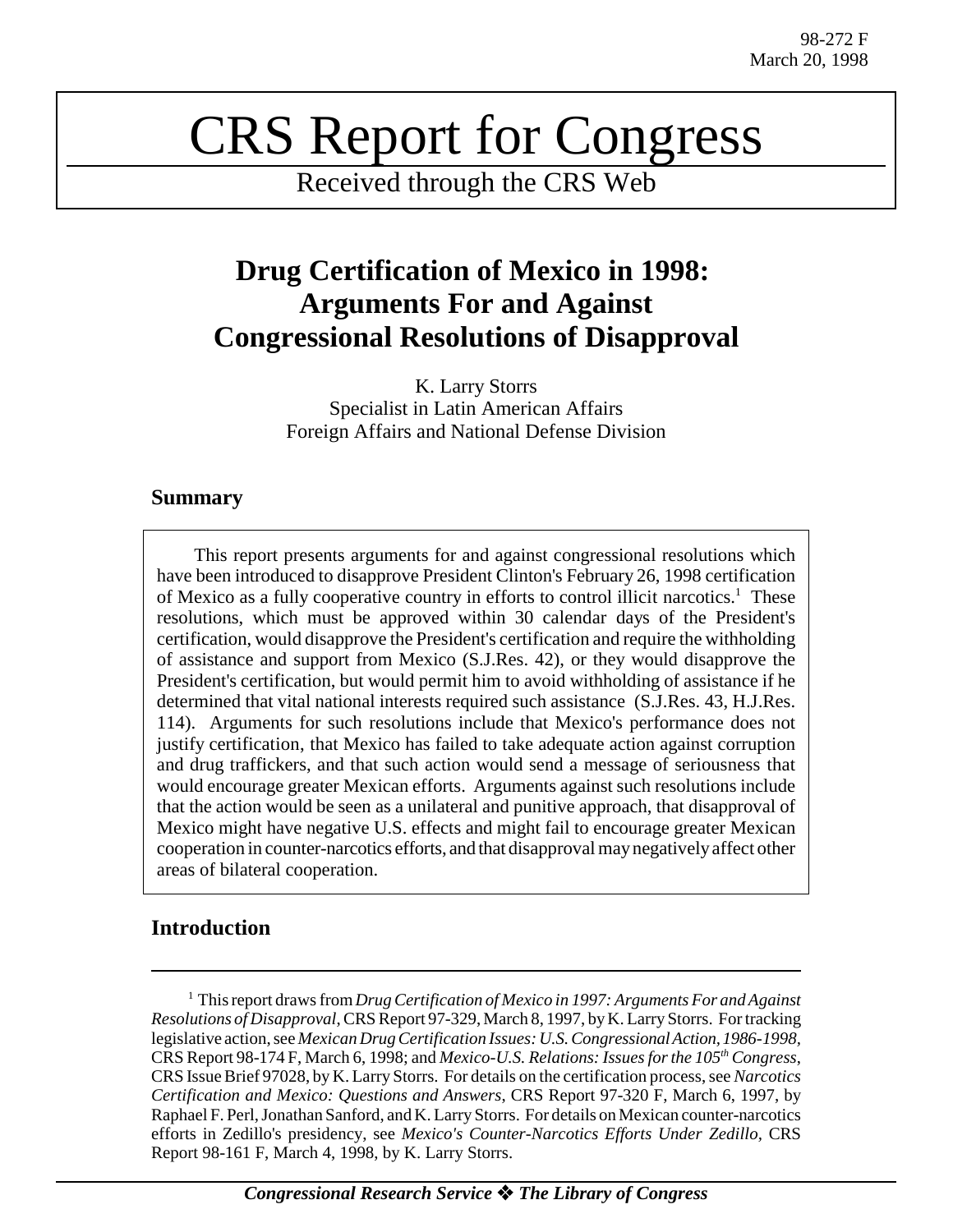98-272 F
March 20, 1998

# CRS Report for Congress

Received through the CRS Web

## Drug Certification of Mexico in 1998: Arguments For and Against Congressional Resolutions of Disapproval

K. Larry Storrs
Specialist in Latin American Affairs
Foreign Affairs and National Defense Division

### Summary

This report presents arguments for and against congressional resolutions which have been introduced to disapprove President Clinton's February 26, 1998 certification of Mexico as a fully cooperative country in efforts to control illicit narcotics.[1] These resolutions, which must be approved within 30 calendar days of the President's certification, would disapprove the President's certification and require the withholding of assistance and support from Mexico (S.J.Res. 42), or they would disapprove the President's certification, but would permit him to avoid withholding of assistance if he determined that vital national interests required such assistance (S.J.Res. 43, H.J.Res. 114). Arguments for such resolutions include that Mexico's performance does not justify certification, that Mexico has failed to take adequate action against corruption and drug traffickers, and that such action would send a message of seriousness that would encourage greater Mexican efforts. Arguments against such resolutions include that the action would be seen as a unilateral and punitive approach, that disapproval of Mexico might have negative U.S. effects and might fail to encourage greater Mexican cooperation in counter-narcotics efforts, and that disapproval may negatively affect other areas of bilateral cooperation.

### Introduction

[1] This report draws from *Drug Certification of Mexico in 1997: Arguments For and Against Resolutions of Disapproval*, CRS Report 97-329, March 8, 1997, by K. Larry Storrs. For tracking legislative action, see *Mexican Drug Certification Issues: U.S. Congressional Action, 1986-1998*, CRS Report 98-174 F, March 6, 1998; and *Mexico-U.S. Relations: Issues for the 105th Congress*, CRS Issue Brief 97028, by K. Larry Storrs. For details on the certification process, see *Narcotics Certification and Mexico: Questions and Answers*, CRS Report 97-320 F, March 6, 1997, by Raphael F. Perl, Jonathan Sanford, and K. Larry Storrs. For details on Mexican counter-narcotics efforts in Zedillo's presidency, see *Mexico's Counter-Narcotics Efforts Under Zedillo*, CRS Report 98-161 F, March 4, 1998, by K. Larry Storrs.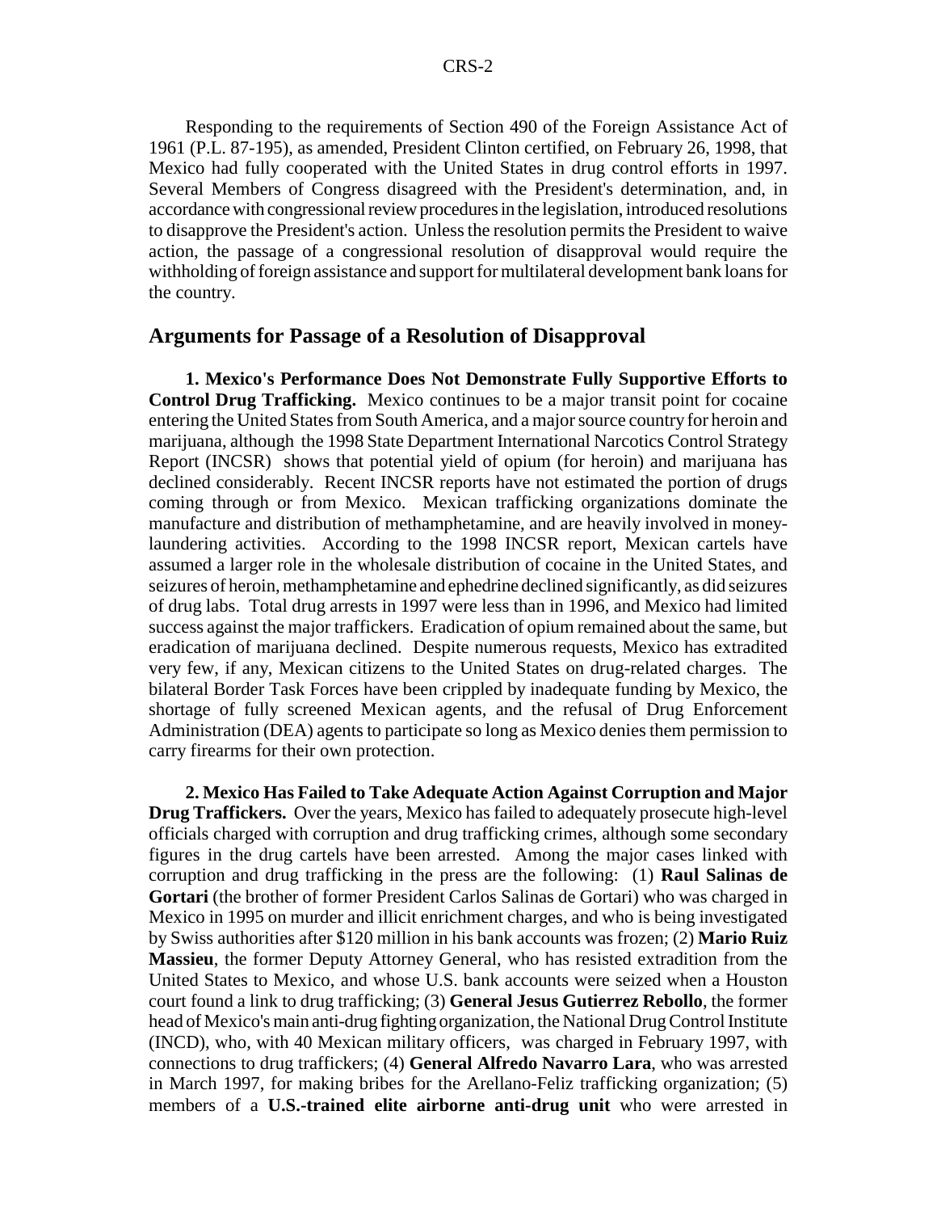Responding to the requirements of Section 490 of the Foreign Assistance Act of 1961 (P.L. 87-195), as amended, President Clinton certified, on February 26, 1998, that Mexico had fully cooperated with the United States in drug control efforts in 1997. Several Members of Congress disagreed with the President's determination, and, in accordance with congressional review procedures in the legislation, introduced resolutions to disapprove the President's action. Unless the resolution permits the President to waive action, the passage of a congressional resolution of disapproval would require the withholding of foreign assistance and support for multilateral development bank loans for the country.

## Arguments for Passage of a Resolution of Disapproval

**1. Mexico's Performance Does Not Demonstrate Fully Supportive Efforts to Control Drug Trafficking.** Mexico continues to be a major transit point for cocaine entering the United States from South America, and a major source country for heroin and marijuana, although the 1998 State Department International Narcotics Control Strategy Report (INCSR) shows that potential yield of opium (for heroin) and marijuana has declined considerably. Recent INCSR reports have not estimated the portion of drugs coming through or from Mexico. Mexican trafficking organizations dominate the manufacture and distribution of methamphetamine, and are heavily involved in money-laundering activities. According to the 1998 INCSR report, Mexican cartels have assumed a larger role in the wholesale distribution of cocaine in the United States, and seizures of heroin, methamphetamine and ephedrine declined significantly, as did seizures of drug labs. Total drug arrests in 1997 were less than in 1996, and Mexico had limited success against the major traffickers. Eradication of opium remained about the same, but eradication of marijuana declined. Despite numerous requests, Mexico has extradited very few, if any, Mexican citizens to the United States on drug-related charges. The bilateral Border Task Forces have been crippled by inadequate funding by Mexico, the shortage of fully screened Mexican agents, and the refusal of Drug Enforcement Administration (DEA) agents to participate so long as Mexico denies them permission to carry firearms for their own protection.

**2. Mexico Has Failed to Take Adequate Action Against Corruption and Major Drug Traffickers.** Over the years, Mexico has failed to adequately prosecute high-level officials charged with corruption and drug trafficking crimes, although some secondary figures in the drug cartels have been arrested. Among the major cases linked with corruption and drug trafficking in the press are the following: (1) **Raul Salinas de Gortari** (the brother of former President Carlos Salinas de Gortari) who was charged in Mexico in 1995 on murder and illicit enrichment charges, and who is being investigated by Swiss authorities after $120 million in his bank accounts was frozen; (2) **Mario Ruiz Massieu**, the former Deputy Attorney General, who has resisted extradition from the United States to Mexico, and whose U.S. bank accounts were seized when a Houston court found a link to drug trafficking; (3) **General Jesus Gutierrez Rebollo**, the former head of Mexico's main anti-drug fighting organization, the National Drug Control Institute (INCD), who, with 40 Mexican military officers, was charged in February 1997, with connections to drug traffickers; (4) **General Alfredo Navarro Lara**, who was arrested in March 1997, for making bribes for the Arellano-Feliz trafficking organization; (5) members of a **U.S.-trained elite airborne anti-drug unit** who were arrested in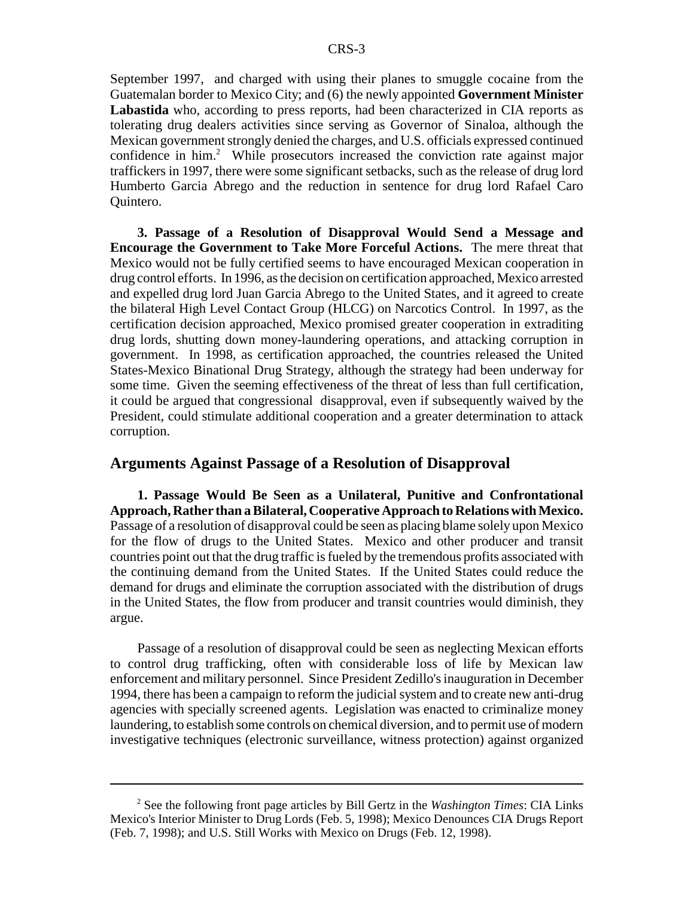September 1997, and charged with using their planes to smuggle cocaine from the Guatemalan border to Mexico City; and (6) the newly appointed **Government Minister Labastida** who, according to press reports, had been characterized in CIA reports as tolerating drug dealers activities since serving as Governor of Sinaloa, although the Mexican government strongly denied the charges, and U.S. officials expressed continued confidence in him.[2] While prosecutors increased the conviction rate against major traffickers in 1997, there were some significant setbacks, such as the release of drug lord Humberto Garcia Abrego and the reduction in sentence for drug lord Rafael Caro Quintero.

**3. Passage of a Resolution of Disapproval Would Send a Message and Encourage the Government to Take More Forceful Actions.** The mere threat that Mexico would not be fully certified seems to have encouraged Mexican cooperation in drug control efforts. In 1996, as the decision on certification approached, Mexico arrested and expelled drug lord Juan Garcia Abrego to the United States, and it agreed to create the bilateral High Level Contact Group (HLCG) on Narcotics Control. In 1997, as the certification decision approached, Mexico promised greater cooperation in extraditing drug lords, shutting down money-laundering operations, and attacking corruption in government. In 1998, as certification approached, the countries released the United States-Mexico Binational Drug Strategy, although the strategy had been underway for some time. Given the seeming effectiveness of the threat of less than full certification, it could be argued that congressional disapproval, even if subsequently waived by the President, could stimulate additional cooperation and a greater determination to attack corruption.

## Arguments Against Passage of a Resolution of Disapproval

**1. Passage Would Be Seen as a Unilateral, Punitive and Confrontational Approach, Rather than a Bilateral, Cooperative Approach to Relations with Mexico.** Passage of a resolution of disapproval could be seen as placing blame solely upon Mexico for the flow of drugs to the United States. Mexico and other producer and transit countries point out that the drug traffic is fueled by the tremendous profits associated with the continuing demand from the United States. If the United States could reduce the demand for drugs and eliminate the corruption associated with the distribution of drugs in the United States, the flow from producer and transit countries would diminish, they argue.

Passage of a resolution of disapproval could be seen as neglecting Mexican efforts to control drug trafficking, often with considerable loss of life by Mexican law enforcement and military personnel. Since President Zedillo's inauguration in December 1994, there has been a campaign to reform the judicial system and to create new anti-drug agencies with specially screened agents. Legislation was enacted to criminalize money laundering, to establish some controls on chemical diversion, and to permit use of modern investigative techniques (electronic surveillance, witness protection) against organized

---

[2] See the following front page articles by Bill Gertz in the *Washington Times*: CIA Links Mexico's Interior Minister to Drug Lords (Feb. 5, 1998); Mexico Denounces CIA Drugs Report (Feb. 7, 1998); and U.S. Still Works with Mexico on Drugs (Feb. 12, 1998).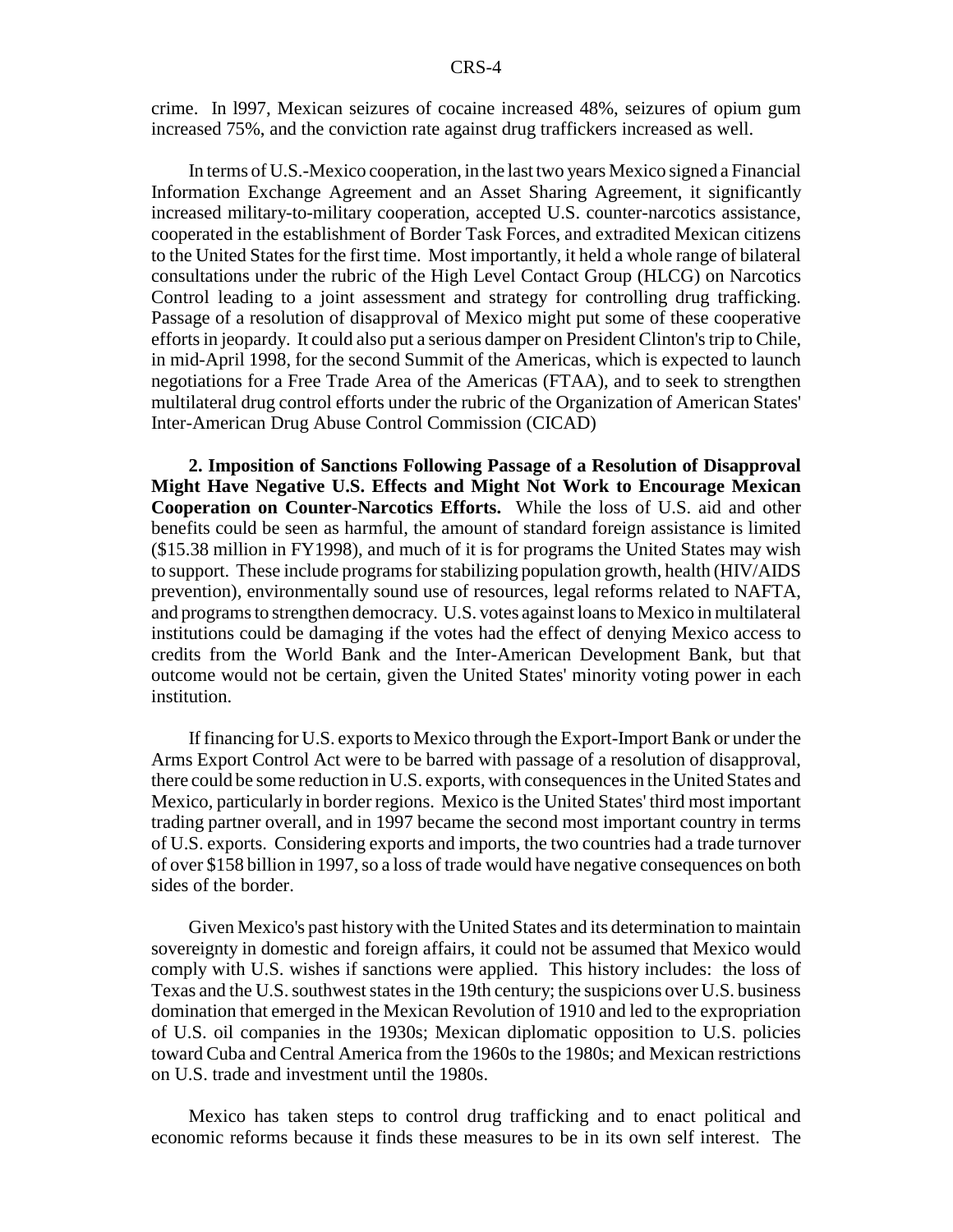crime. In l997, Mexican seizures of cocaine increased 48%, seizures of opium gum increased 75%, and the conviction rate against drug traffickers increased as well.

In terms of U.S.-Mexico cooperation, in the last two years Mexico signed a Financial Information Exchange Agreement and an Asset Sharing Agreement, it significantly increased military-to-military cooperation, accepted U.S. counter-narcotics assistance, cooperated in the establishment of Border Task Forces, and extradited Mexican citizens to the United States for the first time. Most importantly, it held a whole range of bilateral consultations under the rubric of the High Level Contact Group (HLCG) on Narcotics Control leading to a joint assessment and strategy for controlling drug trafficking. Passage of a resolution of disapproval of Mexico might put some of these cooperative efforts in jeopardy. It could also put a serious damper on President Clinton's trip to Chile, in mid-April 1998, for the second Summit of the Americas, which is expected to launch negotiations for a Free Trade Area of the Americas (FTAA), and to seek to strengthen multilateral drug control efforts under the rubric of the Organization of American States' Inter-American Drug Abuse Control Commission (CICAD)

**2. Imposition of Sanctions Following Passage of a Resolution of Disapproval Might Have Negative U.S. Effects and Might Not Work to Encourage Mexican Cooperation on Counter-Narcotics Efforts.** While the loss of U.S. aid and other benefits could be seen as harmful, the amount of standard foreign assistance is limited ($15.38 million in FY1998), and much of it is for programs the United States may wish to support. These include programs for stabilizing population growth, health (HIV/AIDS prevention), environmentally sound use of resources, legal reforms related to NAFTA, and programs to strengthen democracy. U.S. votes against loans to Mexico in multilateral institutions could be damaging if the votes had the effect of denying Mexico access to credits from the World Bank and the Inter-American Development Bank, but that outcome would not be certain, given the United States' minority voting power in each institution.

If financing for U.S. exports to Mexico through the Export-Import Bank or under the Arms Export Control Act were to be barred with passage of a resolution of disapproval, there could be some reduction in U.S. exports, with consequences in the United States and Mexico, particularly in border regions. Mexico is the United States' third most important trading partner overall, and in 1997 became the second most important country in terms of U.S. exports. Considering exports and imports, the two countries had a trade turnover of over $158 billion in 1997, so a loss of trade would have negative consequences on both sides of the border.

Given Mexico's past history with the United States and its determination to maintain sovereignty in domestic and foreign affairs, it could not be assumed that Mexico would comply with U.S. wishes if sanctions were applied. This history includes: the loss of Texas and the U.S. southwest states in the 19th century; the suspicions over U.S. business domination that emerged in the Mexican Revolution of 1910 and led to the expropriation of U.S. oil companies in the 1930s; Mexican diplomatic opposition to U.S. policies toward Cuba and Central America from the 1960s to the 1980s; and Mexican restrictions on U.S. trade and investment until the 1980s.

Mexico has taken steps to control drug trafficking and to enact political and economic reforms because it finds these measures to be in its own self interest. The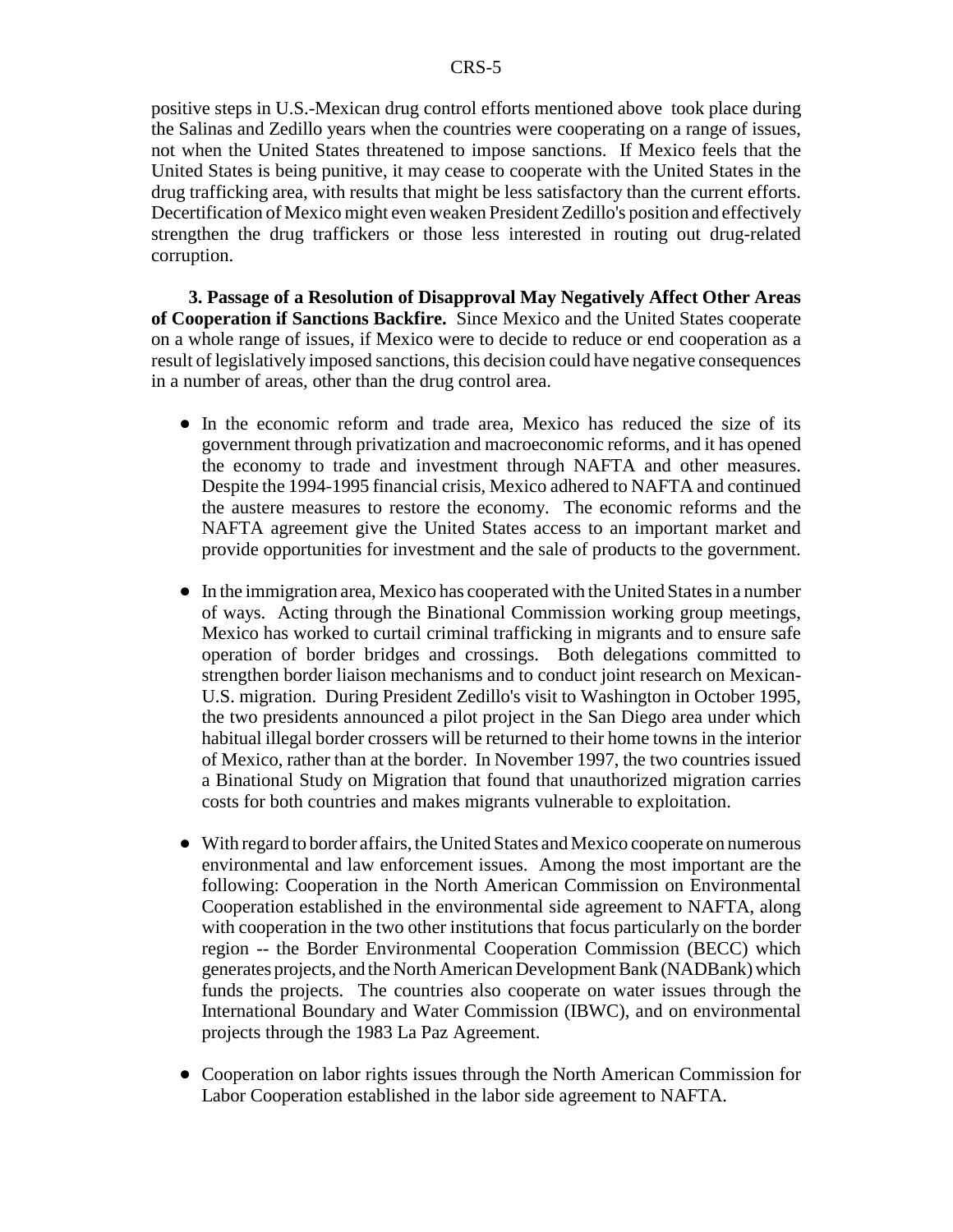positive steps in U.S.-Mexican drug control efforts mentioned above took place during the Salinas and Zedillo years when the countries were cooperating on a range of issues, not when the United States threatened to impose sanctions. If Mexico feels that the United States is being punitive, it may cease to cooperate with the United States in the drug trafficking area, with results that might be less satisfactory than the current efforts. Decertification of Mexico might even weaken President Zedillo's position and effectively strengthen the drug traffickers or those less interested in routing out drug-related corruption.

**3. Passage of a Resolution of Disapproval May Negatively Affect Other Areas of Cooperation if Sanctions Backfire.** Since Mexico and the United States cooperate on a whole range of issues, if Mexico were to decide to reduce or end cooperation as a result of legislatively imposed sanctions, this decision could have negative consequences in a number of areas, other than the drug control area.

- In the economic reform and trade area, Mexico has reduced the size of its government through privatization and macroeconomic reforms, and it has opened the economy to trade and investment through NAFTA and other measures. Despite the 1994-1995 financial crisis, Mexico adhered to NAFTA and continued the austere measures to restore the economy. The economic reforms and the NAFTA agreement give the United States access to an important market and provide opportunities for investment and the sale of products to the government.

- In the immigration area, Mexico has cooperated with the United States in a number of ways. Acting through the Binational Commission working group meetings, Mexico has worked to curtail criminal trafficking in migrants and to ensure safe operation of border bridges and crossings. Both delegations committed to strengthen border liaison mechanisms and to conduct joint research on Mexican-U.S. migration. During President Zedillo's visit to Washington in October 1995, the two presidents announced a pilot project in the San Diego area under which habitual illegal border crossers will be returned to their home towns in the interior of Mexico, rather than at the border. In November 1997, the two countries issued a Binational Study on Migration that found that unauthorized migration carries costs for both countries and makes migrants vulnerable to exploitation.

- With regard to border affairs, the United States and Mexico cooperate on numerous environmental and law enforcement issues. Among the most important are the following: Cooperation in the North American Commission on Environmental Cooperation established in the environmental side agreement to NAFTA, along with cooperation in the two other institutions that focus particularly on the border region -- the Border Environmental Cooperation Commission (BECC) which generates projects, and the North American Development Bank (NADBank) which funds the projects. The countries also cooperate on water issues through the International Boundary and Water Commission (IBWC), and on environmental projects through the 1983 La Paz Agreement.

- Cooperation on labor rights issues through the North American Commission for Labor Cooperation established in the labor side agreement to NAFTA.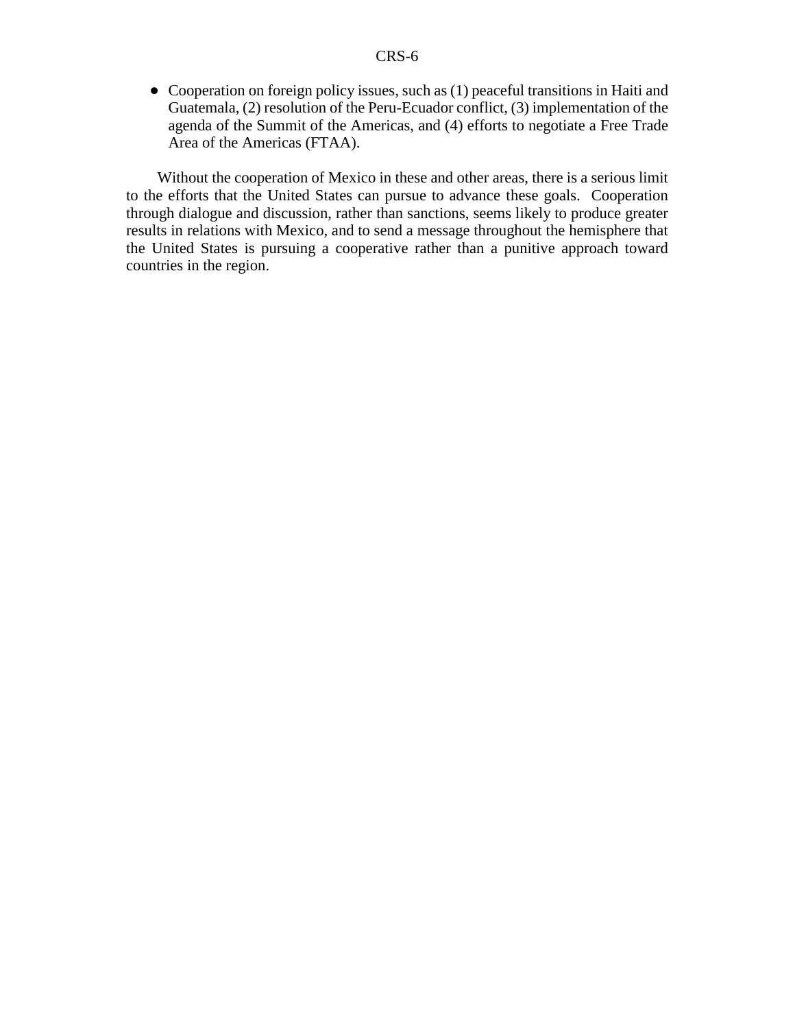- Cooperation on foreign policy issues, such as (1) peaceful transitions in Haiti and Guatemala, (2) resolution of the Peru-Ecuador conflict, (3) implementation of the agenda of the Summit of the Americas, and (4) efforts to negotiate a Free Trade Area of the Americas (FTAA).

Without the cooperation of Mexico in these and other areas, there is a serious limit to the efforts that the United States can pursue to advance these goals. Cooperation through dialogue and discussion, rather than sanctions, seems likely to produce greater results in relations with Mexico, and to send a message throughout the hemisphere that the United States is pursuing a cooperative rather than a punitive approach toward countries in the region.